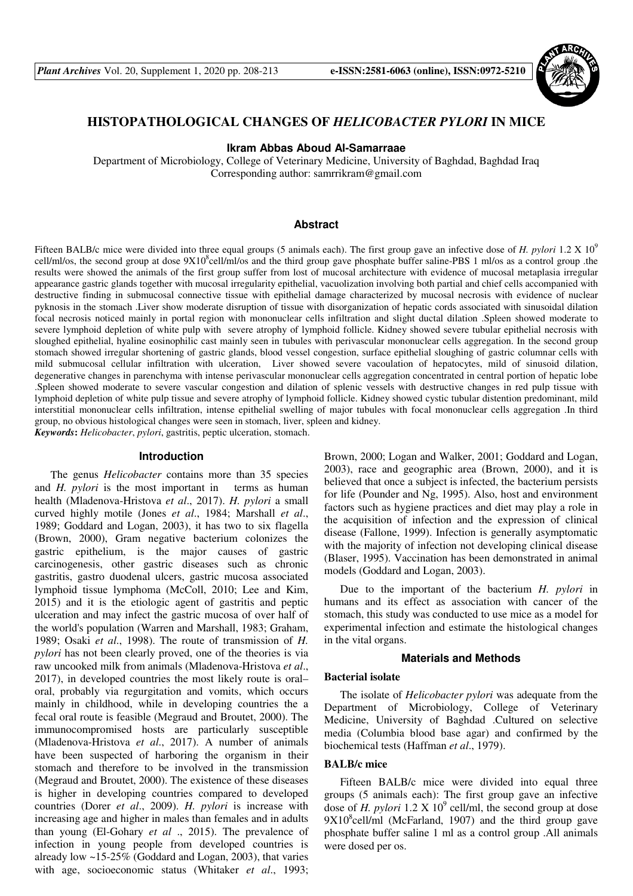// HISTOPATHOLOGICAL CHANGES OF *HELICOBACTER PYLORI* IN MICE

**Ikram Abbas Aboud Al-Samarraae**

Department of Microbiology, College of Veterinary Medicine, University of Baghdad, Baghdad Iraq
Corresponding author: samrrikram@gmail.com

## Abstract

Fifteen BALB/c mice were divided into three equal groups (5 animals each). The first group gave an infective dose of *H. pylori* 1.2 X $10^9$ cell/ml/os, the second group at dose 9X$10^8$cell/ml/os and the third group gave phosphate buffer saline-PBS 1 ml/os as a control group .the results were showed the animals of the first group suffer from lost of mucosal architecture with evidence of mucosal metaplasia irregular appearance gastric glands together with mucosal irregularity epithelial, vacuolization involving both partial and chief cells accompanied with destructive finding in submucosal connective tissue with epithelial damage characterized by mucosal necrosis with evidence of nuclear pyknosis in the stomach .Liver show moderate disruption of tissue with disorganization of hepatic cords associated with sinusoidal dilation focal necrosis noticed mainly in portal region with mononuclear cells infiltration and slight ductal dilation .Spleen showed moderate to severe lymphoid depletion of white pulp with severe atrophy of lymphoid follicle. Kidney showed severe tubular epithelial necrosis with sloughed epithelial, hyaline eosinophilic cast mainly seen in tubules with perivascular mononuclear cells aggregation. In the second group stomach showed irregular shortening of gastric glands, blood vessel congestion, surface epithelial sloughing of gastric columnar cells with mild submucosal cellular infiltration with ulceration, Liver showed severe vacoulation of hepatocytes, mild of sinusoid dilation, degenerative changes in parenchyma with intense perivascular mononuclear cells aggregation concentrated in central portion of hepatic lobe .Spleen showed moderate to severe vascular congestion and dilation of splenic vessels with destructive changes in red pulp tissue with lymphoid depletion of white pulp tissue and severe atrophy of lymphoid follicle. Kidney showed cystic tubular distention predominant, mild interstitial mononuclear cells infiltration, intense epithelial swelling of major tubules with focal mononuclear cells aggregation .In third group, no obvious histological changes were seen in stomach, liver, spleen and kidney.

***Keywords*:** *Helicobacter*, *pylori*, gastritis, peptic ulceration, stomach.

## Introduction

The genus *Helicobacter* contains more than 35 species and *H. pylori* is the most important in terms as human health (Mladenova-Hristova *et al*., 2017). *H. pylori* a small curved highly motile (Jones *et al*., 1984; Marshall *et al*., 1989; Goddard and Logan, 2003), it has two to six flagella (Brown, 2000), Gram negative bacterium colonizes the gastric epithelium, is the major causes of gastric carcinogenesis, other gastric diseases such as chronic gastritis, gastro duodenal ulcers, gastric mucosa associated lymphoid tissue lymphoma (McColl, 2010; Lee and Kim, 2015) and it is the etiologic agent of gastritis and peptic ulceration and may infect the gastric mucosa of over half of the world's population (Warren and Marshall, 1983; Graham, 1989; Osaki *et al*., 1998). The route of transmission of *H. pylori* has not been clearly proved, one of the theories is via raw uncooked milk from animals (Mladenova-Hristova *et al*., 2017), in developed countries the most likely route is oral–oral, probably via regurgitation and vomits, which occurs mainly in childhood, while in developing countries the a fecal oral route is feasible (Megraud and Broutet, 2000). The immunocompromised hosts are particularly susceptible (Mladenova-Hristova *et al*., 2017). A number of animals have been suspected of harboring the organism in their stomach and therefore to be involved in the transmission (Megraud and Broutet, 2000). The existence of these diseases is higher in developing countries compared to developed countries (Dorer *et al*., 2009). *H. pylori* is increase with increasing age and higher in males than females and in adults than young (El-Gohary *et al* ., 2015). The prevalence of infection in young people from developed countries is already low ~15-25% (Goddard and Logan, 2003), that varies with age, socioeconomic status (Whitaker *et al*., 1993; Brown, 2000; Logan and Walker, 2001; Goddard and Logan, 2003), race and geographic area (Brown, 2000), and it is believed that once a subject is infected, the bacterium persists for life (Pounder and Ng, 1995). Also, host and environment factors such as hygiene practices and diet may play a role in the acquisition of infection and the expression of clinical disease (Fallone, 1999). Infection is generally asymptomatic with the majority of infection not developing clinical disease (Blaser, 1995). Vaccination has been demonstrated in animal models (Goddard and Logan, 2003).

Due to the important of the bacterium *H. pylori* in humans and its effect as association with cancer of the stomach, this study was conducted to use mice as a model for experimental infection and estimate the histological changes in the vital organs.

## Materials and Methods

### Bacterial isolate

The isolate of *Helicobacter pylori* was adequate from the Department of Microbiology, College of Veterinary Medicine, University of Baghdad .Cultured on selective media (Columbia blood base agar) and confirmed by the biochemical tests (Haffman *et al*., 1979).

### BALB/c mice

Fifteen BALB/c mice were divided into equal three groups (5 animals each): The first group gave an infective dose of *H. pylori* 1.2 X $10^9$ cell/ml, the second group at dose 9X$10^8$cell/ml (McFarland, 1907) and the third group gave phosphate buffer saline 1 ml as a control group .All animals were dosed per os.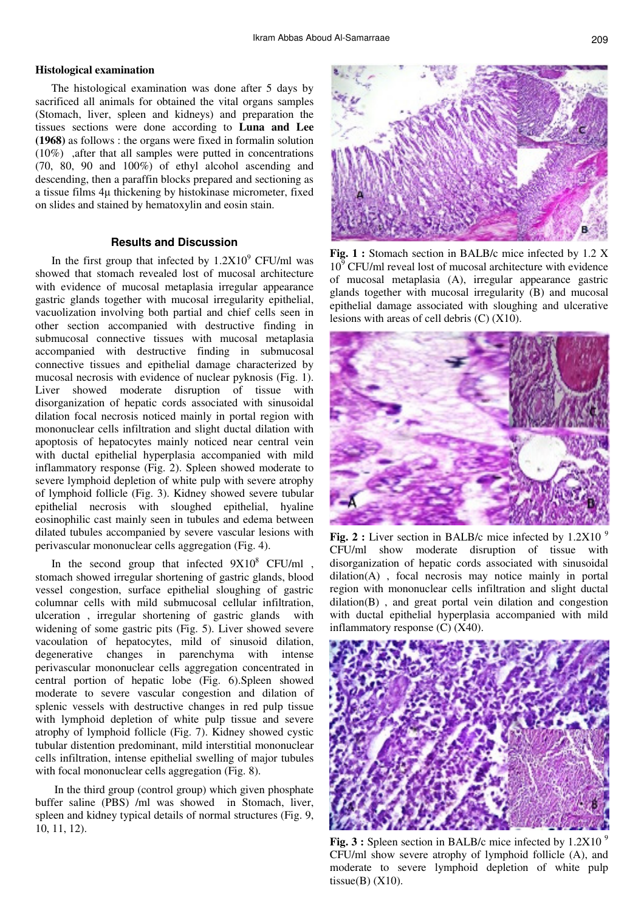### Histological examination

The histological examination was done after 5 days by sacrificed all animals for obtained the vital organs samples (Stomach, liver, spleen and kidneys) and preparation the tissues sections were done according to **Luna and Lee (1968)** as follows : the organs were fixed in formalin solution (10%) ,after that all samples were putted in concentrations (70, 80, 90 and 100%) of ethyl alcohol ascending and descending, then a paraffin blocks prepared and sectioning as a tissue films 4μ thickening by histokinase micrometer, fixed on slides and stained by hematoxylin and eosin stain.

## Results and Discussion

In the first group that infected by $1.2X10^9$ CFU/ml was showed that stomach revealed lost of mucosal architecture with evidence of mucosal metaplasia irregular appearance gastric glands together with mucosal irregularity epithelial, vacuolization involving both partial and chief cells seen in other section accompanied with destructive finding in submucosal connective tissues with mucosal metaplasia accompanied with destructive finding in submucosal connective tissues and epithelial damage characterized by mucosal necrosis with evidence of nuclear pyknosis (Fig. 1). Liver showed moderate disruption of tissue with disorganization of hepatic cords associated with sinusoidal dilation focal necrosis noticed mainly in portal region with mononuclear cells infiltration and slight ductal dilation with apoptosis of hepatocytes mainly noticed near central vein with ductal epithelial hyperplasia accompanied with mild inflammatory response (Fig. 2). Spleen showed moderate to severe lymphoid depletion of white pulp with severe atrophy of lymphoid follicle (Fig. 3). Kidney showed severe tubular epithelial necrosis with sloughed epithelial, hyaline eosinophilic cast mainly seen in tubules and edema between dilated tubules accompanied by severe vascular lesions with perivascular mononuclear cells aggregation (Fig. 4).

In the second group that infected $9X10^8$ CFU/ml , stomach showed irregular shortening of gastric glands, blood vessel congestion, surface epithelial sloughing of gastric columnar cells with mild submucosal cellular infiltration, ulceration , irregular shortening of gastric glands with widening of some gastric pits (Fig. 5). Liver showed severe vacoulation of hepatocytes, mild of sinusoid dilation, degenerative changes in parenchyma with intense perivascular mononuclear cells aggregation concentrated in central portion of hepatic lobe (Fig. 6).Spleen showed moderate to severe vascular congestion and dilation of splenic vessels with destructive changes in red pulp tissue with lymphoid depletion of white pulp tissue and severe atrophy of lymphoid follicle (Fig. 7). Kidney showed cystic tubular distention predominant, mild interstitial mononuclear cells infiltration, intense epithelial swelling of major tubules with focal mononuclear cells aggregation (Fig. 8).

In the third group (control group) which given phosphate buffer saline (PBS) /ml was showed in Stomach, liver, spleen and kidney typical details of normal structures (Fig. 9, 10, 11, 12).

**Fig. 1 :** Stomach section in BALB/c mice infected by $1.2 X 10^9$ CFU/ml reveal lost of mucosal architecture with evidence of mucosal metaplasia (A), irregular appearance gastric glands together with mucosal irregularity (B) and mucosal epithelial damage associated with sloughing and ulcerative lesions with areas of cell debris (C) (X10).

**Fig. 2 :** Liver section in BALB/c mice infected by $1.2X10^9$ CFU/ml show moderate disruption of tissue with disorganization of hepatic cords associated with sinusoidal dilation(A) , focal necrosis may notice mainly in portal region with mononuclear cells infiltration and slight ductal dilation(B) , and great portal vein dilation and congestion with ductal epithelial hyperplasia accompanied with mild inflammatory response (C) (X40).

**Fig. 3 :** Spleen section in BALB/c mice infected by $1.2X10^9$ CFU/ml show severe atrophy of lymphoid follicle (A), and moderate to severe lymphoid depletion of white pulp tissue(B) (X10).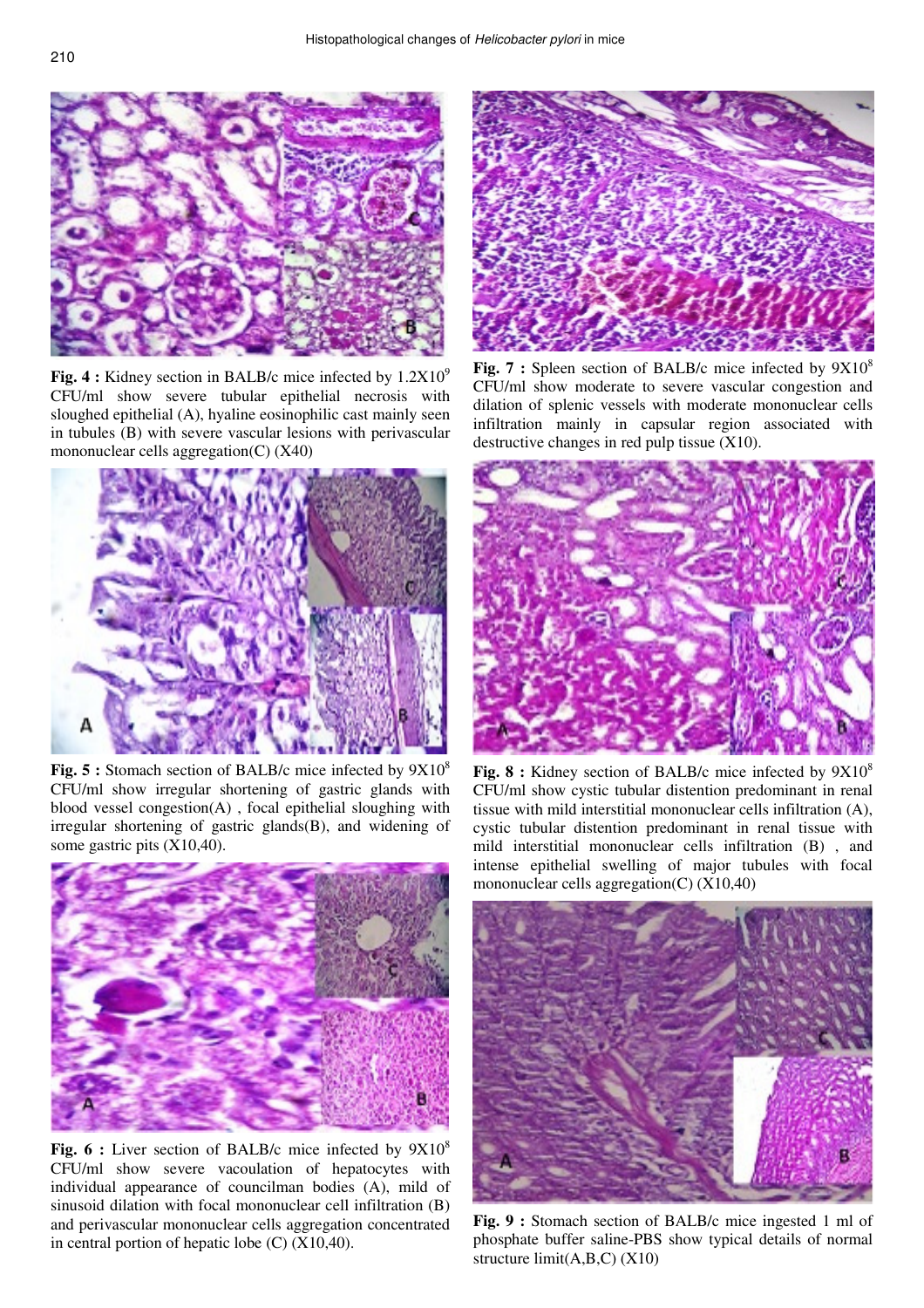**Fig. 4 :** Kidney section in BALB/c mice infected by $1.2X10^9$ CFU/ml show severe tubular epithelial necrosis with sloughed epithelial (A), hyaline eosinophilic cast mainly seen in tubules (B) with severe vascular lesions with perivascular mononuclear cells aggregation(C) (X40)

**Fig. 5 :** Stomach section of BALB/c mice infected by $9X10^8$ CFU/ml show irregular shortening of gastric glands with blood vessel congestion(A) , focal epithelial sloughing with irregular shortening of gastric glands(B), and widening of some gastric pits (X10,40).

**Fig. 6 :** Liver section of BALB/c mice infected by $9X10^8$ CFU/ml show severe vacoulation of hepatocytes with individual appearance of councilman bodies (A), mild of sinusoid dilation with focal mononuclear cell infiltration (B) and perivascular mononuclear cells aggregation concentrated in central portion of hepatic lobe (C) (X10,40).

**Fig. 7 :** Spleen section of BALB/c mice infected by $9X10^8$ CFU/ml show moderate to severe vascular congestion and dilation of splenic vessels with moderate mononuclear cells infiltration mainly in capsular region associated with destructive changes in red pulp tissue (X10).

**Fig. 8 :** Kidney section of BALB/c mice infected by $9X10^8$ CFU/ml show cystic tubular distention predominant in renal tissue with mild interstitial mononuclear cells infiltration (A), cystic tubular distention predominant in renal tissue with mild interstitial mononuclear cells infiltration (B) , and intense epithelial swelling of major tubules with focal mononuclear cells aggregation(C) (X10,40)

**Fig. 9 :** Stomach section of BALB/c mice ingested 1 ml of phosphate buffer saline-PBS show typical details of normal structure limit(A,B,C) (X10)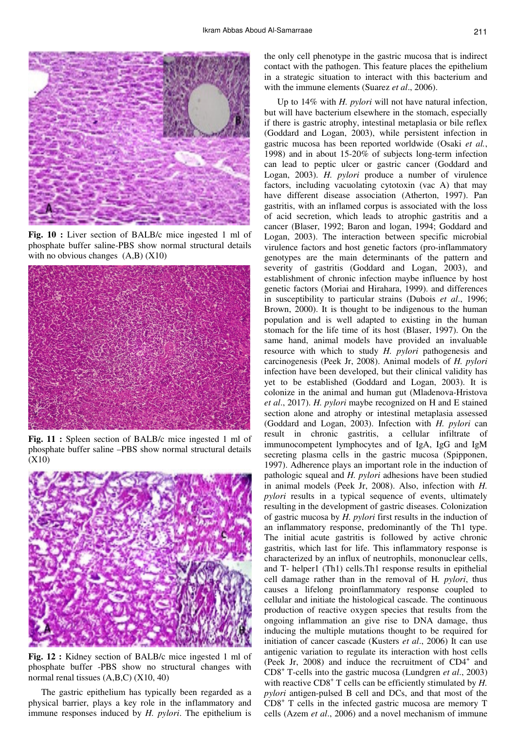Fig. 10 : Liver section of BALB/c mice ingested 1 ml of phosphate buffer saline-PBS show normal structural details with no obvious changes (A,B) (X10)

Fig. 11 : Spleen section of BALB/c mice ingested 1 ml of phosphate buffer saline –PBS show normal structural details (X10)

Fig. 12 : Kidney section of BALB/c mice ingested 1 ml of phosphate buffer -PBS show no structural changes with normal renal tissues (A,B,C) (X10, 40)

The gastric epithelium has typically been regarded as a physical barrier, plays a key role in the inflammatory and immune responses induced by *H. pylori*. The epithelium is the only cell phenotype in the gastric mucosa that is indirect contact with the pathogen. This feature places the epithelium in a strategic situation to interact with this bacterium and with the immune elements (Suarez *et al*., 2006).

Up to 14% with *H. pylori* will not have natural infection, but will have bacterium elsewhere in the stomach, especially if there is gastric atrophy, intestinal metaplasia or bile reflex (Goddard and Logan, 2003), while persistent infection in gastric mucosa has been reported worldwide (Osaki *et al.*, 1998) and in about 15-20% of subjects long-term infection can lead to peptic ulcer or gastric cancer (Goddard and Logan, 2003). *H. pylori* produce a number of virulence factors, including vacuolating cytotoxin (vac A) that may have different disease association (Atherton, 1997). Pan gastritis, with an inflamed corpus is associated with the loss of acid secretion, which leads to atrophic gastritis and a cancer (Blaser, 1992; Baron and logan, 1994; Goddard and Logan, 2003). The interaction between specific microbial virulence factors and host genetic factors (pro-inflammatory genotypes are the main determinants of the pattern and severity of gastritis (Goddard and Logan, 2003), and establishment of chronic infection maybe influence by host genetic factors (Moriai and Hirahara, 1999). and differences in susceptibility to particular strains (Dubois *et al*., 1996; Brown, 2000). It is thought to be indigenous to the human population and is well adapted to existing in the human stomach for the life time of its host (Blaser, 1997). On the same hand, animal models have provided an invaluable resource with which to study *H. pylori* pathogenesis and carcinogenesis (Peek Jr, 2008). Animal models of *H. pylori* infection have been developed, but their clinical validity has yet to be established (Goddard and Logan, 2003). It is colonize in the animal and human gut (Mladenova-Hristova *et al*., 2017). *H. pylori* maybe recognized on H and E stained section alone and atrophy or intestinal metaplasia assessed (Goddard and Logan, 2003). Infection with *H. pylori* can result in chronic gastritis, a cellular infiltrate of immunocompetent lymphocytes and of IgA, IgG and IgM secreting plasma cells in the gastric mucosa (Spipponen, 1997). Adherence plays an important role in the induction of pathologic squeal and *H. pylori* adhesions have been studied in animal models (Peek Jr, 2008). Also, infection with *H. pylori* results in a typical sequence of events, ultimately resulting in the development of gastric diseases. Colonization of gastric mucosa by *H. pylori* first results in the induction of an inflammatory response, predominantly of the Th1 type. The initial acute gastritis is followed by active chronic gastritis, which last for life. This inflammatory response is characterized by an influx of neutrophils, mononuclear cells, and T- helper1 (Th1) cells.Th1 response results in epithelial cell damage rather than in the removal of H. *pylori*, thus causes a lifelong proinflammatory response coupled to cellular and initiate the histological cascade. The continuous production of reactive oxygen species that results from the ongoing inflammation an give rise to DNA damage, thus inducing the multiple mutations thought to be required for initiation of cancer cascade (Kusters *et al*., 2006) It can use antigenic variation to regulate its interaction with host cells (Peek Jr, 2008) and induce the recruitment of $CD4^+$ and $CD8^+$ T-cells into the gastric mucosa (Lundgren *et al*., 2003) with reactive $CD8^+$ T cells can be efficiently stimulated by *H. pylori* antigen-pulsed B cell and DCs, and that most of the $CD8^+$ T cells in the infected gastric mucosa are memory T cells (Azem *et al*., 2006) and a novel mechanism of immune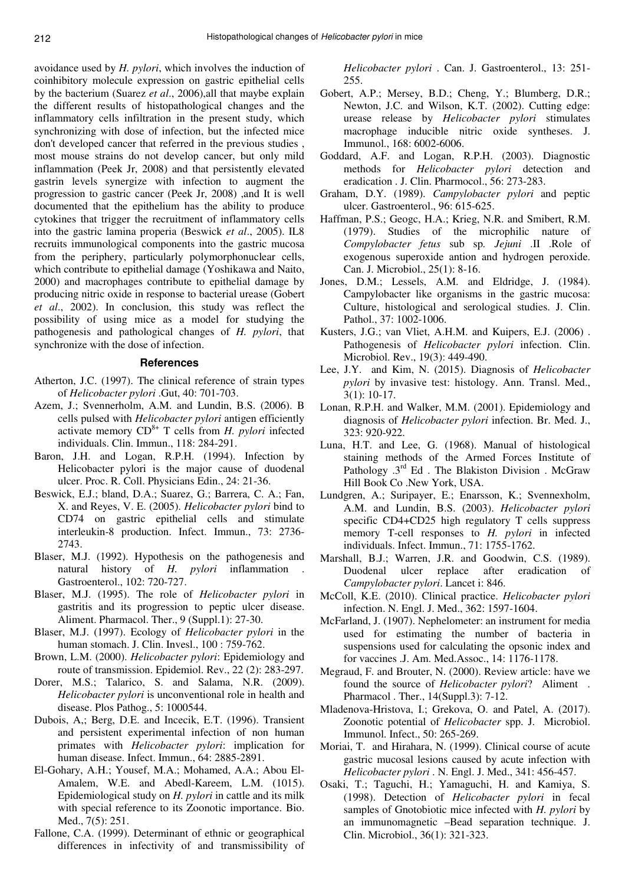avoidance used by *H. pylori*, which involves the induction of coinhibitory molecule expression on gastric epithelial cells by the bacterium (Suarez *et al*., 2006),all that maybe explain the different results of histopathological changes and the inflammatory cells infiltration in the present study, which synchronizing with dose of infection, but the infected mice don't developed cancer that referred in the previous studies , most mouse strains do not develop cancer, but only mild inflammation (Peek Jr, 2008) and that persistently elevated gastrin levels synergize with infection to augment the progression to gastric cancer (Peek Jr, 2008) ,and It is well documented that the epithelium has the ability to produce cytokines that trigger the recruitment of inflammatory cells into the gastric lamina properia (Beswick *et al*., 2005). IL8 recruits immunological components into the gastric mucosa from the periphery, particularly polymorphonuclear cells, which contribute to epithelial damage (Yoshikawa and Naito, 2000) and macrophages contribute to epithelial damage by producing nitric oxide in response to bacterial urease (Gobert *et al*., 2002). In conclusion, this study was reflect the possibility of using mice as a model for studying the pathogenesis and pathological changes of *H. pylori*, that synchronize with the dose of infection.

## References

Atherton, J.C. (1997). The clinical reference of strain types of *Helicobacter pylori* .Gut, 40: 701-703.

Azem, J.; Svennerholm, A.M. and Lundin, B.S. (2006). B cells pulsed with *Helicobacter pylori* antigen efficiently activate memory $CD^{8+}$ T cells from *H. pylori* infected individuals. Clin. Immun., 118: 284-291.

Baron, J.H. and Logan, R.P.H. (1994). Infection by Helicobacter pylori is the major cause of duodenal ulcer. Proc. R. Coll. Physicians Edin., 24: 21-36.

Beswick, E.J.; bland, D.A.; Suarez, G.; Barrera, C. A.; Fan, X. and Reyes, V. E. (2005). *Helicobacter pylori* bind to CD74 on gastric epithelial cells and stimulate interleukin-8 production. Infect. Immun., 73: 2736-2743.

Blaser, M.J. (1992). Hypothesis on the pathogenesis and natural history of *H. pylori* inflammation . Gastroenterol., 102: 720-727.

Blaser, M.J. (1995). The role of *Helicobacter pylori* in gastritis and its progression to peptic ulcer disease. Aliment. Pharmacol. Ther., 9 (Suppl.1): 27-30.

Blaser, M.J. (1997). Ecology of *Helicobacter pylori* in the human stomach. J. Clin. Invesl., 100 : 759-762.

Brown, L.M. (2000). *Helicobacter pylori*: Epidemiology and route of transmission. Epidemiol. Rev., 22 (2): 283-297.

Dorer, M.S.; Talarico, S. and Salama, N.R. (2009). *Helicobacter pylori* is unconventional role in health and disease. Plos Pathog., 5: 1000544.

Dubois, A,; Berg, D.E. and Incecik, E.T. (1996). Transient and persistent experimental infection of non human primates with *Helicobacter pylori*: implication for human disease. Infect. Immun., 64: 2885-2891.

El-Gohary, A.H.; Yousef, M.A.; Mohamed, A.A.; Abou El-Amalem, W.E. and Abedl-Kareem, L.M. (1015). Epidemiological study on *H. pylori* in cattle and its milk with special reference to its Zoonotic importance. Bio. Med., 7(5): 251.

Fallone, C.A. (1999). Determinant of ethnic or geographical differences in infectivity of and transmissibility of *Helicobacter pylori* . Can. J. Gastroenterol., 13: 251-255.

Gobert, A.P.; Mersey, B.D.; Cheng, Y.; Blumberg, D.R.; Newton, J.C. and Wilson, K.T. (2002). Cutting edge: urease release by *Helicobacter pylori* stimulates macrophage inducible nitric oxide syntheses. J. Immunol., 168: 6002-6006.

Goddard, A.F. and Logan, R.P.H. (2003). Diagnostic methods for *Helicobacter pylori* detection and eradication . J. Clin. Pharmocol., 56: 273-283.

Graham, D.Y. (1989). *Campylobacter pylori* and peptic ulcer. Gastroenterol., 96: 615-625.

Haffman, P.S.; Geogc, H.A.; Krieg, N.R. and Smibert, R.M. (1979). Studies of the microphilic nature of *Compylobacter fetus* sub sp*. Jejuni* .II .Role of exogenous superoxide antion and hydrogen peroxide. Can. J. Microbiol., 25(1): 8-16.

Jones, D.M.; Lessels, A.M. and Eldridge, J. (1984). Campylobacter like organisms in the gastric mucosa: Culture, histological and serological studies. J. Clin. Pathol., 37: 1002-1006.

Kusters, J.G.; van Vliet, A.H.M. and Kuipers, E.J. (2006) . Pathogenesis of *Helicobacter pylori* infection. Clin. Microbiol. Rev., 19(3): 449-490.

Lee, J.Y. and Kim, N. (2015). Diagnosis of *Helicobacter pylori* by invasive test: histology. Ann. Transl. Med., 3(1): 10-17.

Lonan, R.P.H. and Walker, M.M. (2001). Epidemiology and diagnosis of *Helicobacter pylori* infection. Br. Med. J., 323: 920-922.

Luna, H.T. and Lee, G. (1968). Manual of histological staining methods of the Armed Forces Institute of Pathology .3rd Ed . The Blakiston Division . McGraw Hill Book Co .New York, USA.

Lundgren, A.; Suripayer, E.; Enarsson, K.; Svennexholm, A.M. and Lundin, B.S. (2003). *Helicobacter pylori* specific CD4+CD25 high regulatory T cells suppress memory T-cell responses to *H. pylori* in infected individuals. Infect. Immun., 71: 1755-1762.

Marshall, B.J.; Warren, J.R. and Goodwin, C.S. (1989). Duodenal ulcer replace after eradication of *Campylobacter pylori*. Lancet i: 846.

McColl, K.E. (2010). Clinical practice. *Helicobacter pylori* infection. N. Engl. J. Med., 362: 1597-1604.

McFarland, J. (1907). Nephelometer: an instrument for media used for estimating the number of bacteria in suspensions used for calculating the opsonic index and for vaccines .J. Am. Med.Assoc., 14: 1176-1178.

Megraud, F. and Brouter, N. (2000). Review article: have we found the source of *Helicobacter pylori*? Aliment . Pharmacol . Ther., 14(Suppl.3): 7-12.

Mladenova-Hristova, I.; Grekova, O. and Patel, A. (2017). Zoonotic potential of *Helicobacter* spp. J. Microbiol. Immunol. Infect., 50: 265-269.

Moriai, T. and Hirahara, N. (1999). Clinical course of acute gastric mucosal lesions caused by acute infection with *Helicobacter pylori* . N. Engl. J. Med., 341: 456-457.

Osaki, T.; Taguchi, H.; Yamaguchi, H. and Kamiya, S. (1998). Detection of *Helicobacter pylori* in fecal samples of Gnotobiotic mice infected with *H. pylori* by an immunomagnetic –Bead separation technique. J. Clin. Microbiol., 36(1): 321-323.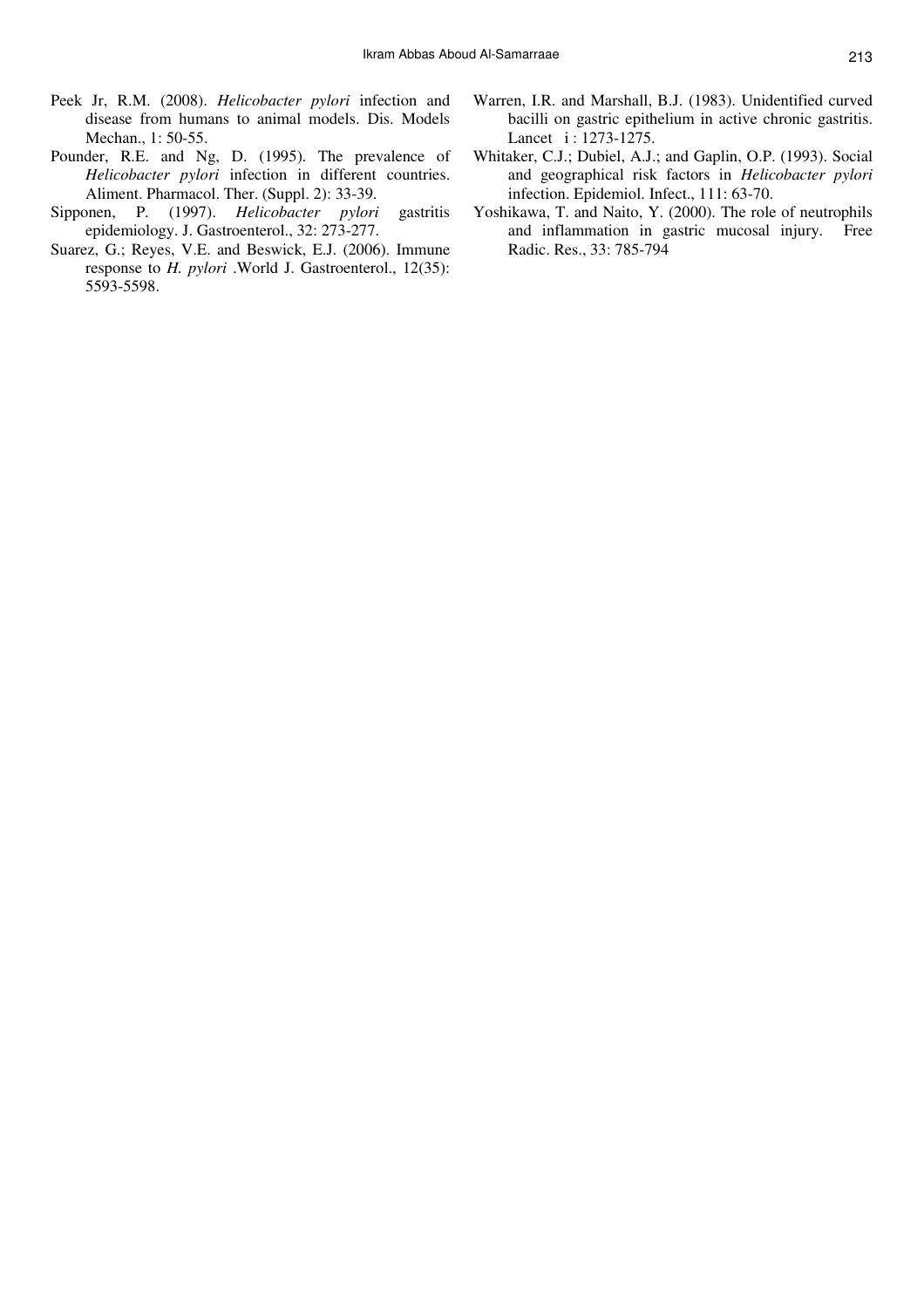Peek Jr, R.M. (2008). *Helicobacter pylori* infection and disease from humans to animal models. Dis. Models Mechan., 1: 50-55.

Pounder, R.E. and Ng, D. (1995). The prevalence of *Helicobacter pylori* infection in different countries. Aliment. Pharmacol. Ther. (Suppl. 2): 33-39.

Sipponen, P. (1997). *Helicobacter pylori* gastritis epidemiology. J. Gastroenterol., 32: 273-277.

Suarez, G.; Reyes, V.E. and Beswick, E.J. (2006). Immune response to *H. pylori* .World J. Gastroenterol., 12(35): 5593-5598.

Warren, I.R. and Marshall, B.J. (1983). Unidentified curved bacilli on gastric epithelium in active chronic gastritis. Lancet i : 1273-1275.

Whitaker, C.J.; Dubiel, A.J.; and Gaplin, O.P. (1993). Social and geographical risk factors in *Helicobacter pylori* infection. Epidemiol. Infect., 111: 63-70.

Yoshikawa, T. and Naito, Y. (2000). The role of neutrophils and inflammation in gastric mucosal injury. Free Radic. Res., 33: 785-794